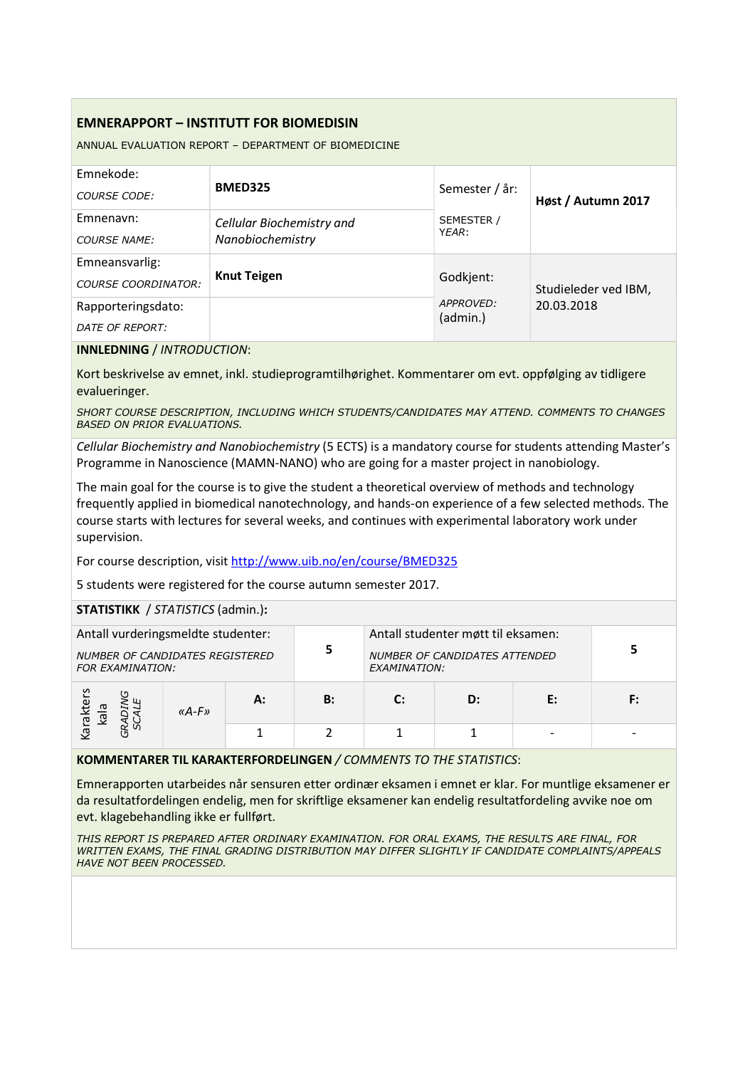# EMNERAPPORT – INSTITUTT FOR BIOMEDISIN

ANNUAL EVALUATION REPORT – DEPARTMENT OF BIOMEDICINE

| | | | |
|---|---|---|---|
| Emnekode: *COURSE CODE:* | **BMED325** | Semester / år: SEMESTER / YEAR: | **Høst / Autumn 2017** |
| Emnenavn: *COURSE NAME:* | *Cellular Biochemistry and Nanobiochemistry* | | |
| Emneansvarlig: *COURSE COORDINATOR:* | **Knut Teigen** | Godkjent: *APPROVED:* (admin.) | Studieleder ved IBM, 20.03.2018 |
| Rapporteringsdato: *DATE OF REPORT:* | | | |

**INNLEDNING** / *INTRODUCTION*:

Kort beskrivelse av emnet, inkl. studieprogramtilhørighet. Kommentarer om evt. oppfølging av tidligere evalueringer.

*SHORT COURSE DESCRIPTION, INCLUDING WHICH STUDENTS/CANDIDATES MAY ATTEND. COMMENTS TO CHANGES BASED ON PRIOR EVALUATIONS.*

*Cellular Biochemistry and Nanobiochemistry* (5 ECTS) is a mandatory course for students attending Master's Programme in Nanoscience (MAMN-NANO) who are going for a master project in nanobiology.

The main goal for the course is to give the student a theoretical overview of methods and technology frequently applied in biomedical nanotechnology, and hands-on experience of a few selected methods. The course starts with lectures for several weeks, and continues with experimental laboratory work under supervision.

For course description, visit http://www.uib.no/en/course/BMED325

5 students were registered for the course autumn semester 2017.

**STATISTIKK** / *STATISTICS* (admin.)**:**

| | | | |
|---|---|---|---|
| Antall vurderingsmeldte studenter: *NUMBER OF CANDIDATES REGISTERED FOR EXAMINATION:* | **5** | Antall studenter møtt til eksamen: *NUMBER OF CANDIDATES ATTENDED EXAMINATION:* | **5** |

| Karakterskala *GRADING SCALE* | «A-F» | A: | B: | C: | D: | E: | F: |
|---|---|---|---|---|---|---|---|
| | | 1 | 2 | 1 | 1 | - | - |

**KOMMENTARER TIL KARAKTERFORDELINGEN** / *COMMENTS TO THE STATISTICS*:

Emnerapporten utarbeides når sensuren etter ordinær eksamen i emnet er klar. For muntlige eksamener er da resultatfordelingen endelig, men for skriftlige eksamener kan endelig resultatfordeling avvike noe om evt. klagebehandling ikke er fullført.

*THIS REPORT IS PREPARED AFTER ORDINARY EXAMINATION. FOR ORAL EXAMS, THE RESULTS ARE FINAL, FOR WRITTEN EXAMS, THE FINAL GRADING DISTRIBUTION MAY DIFFER SLIGHTLY IF CANDIDATE COMPLAINTS/APPEALS HAVE NOT BEEN PROCESSED.*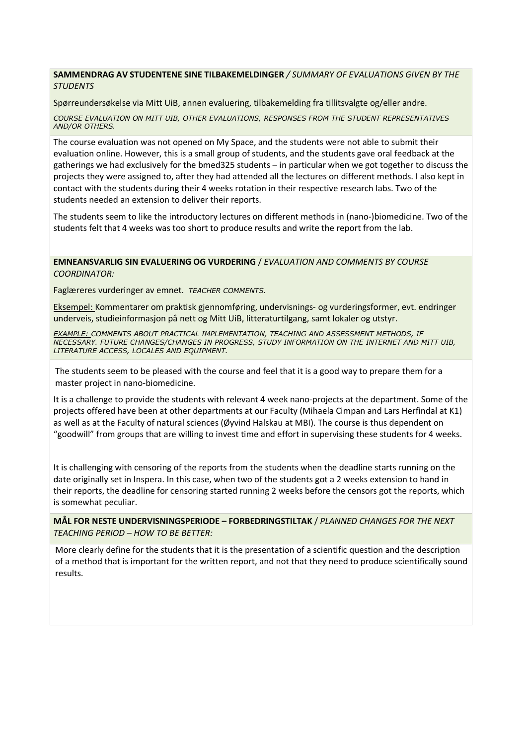**SAMMENDRAG AV STUDENTENE SINE TILBAKEMELDINGER** / *SUMMARY OF EVALUATIONS GIVEN BY THE STUDENTS*

Spørreundersøkelse via Mitt UiB, annen evaluering, tilbakemelding fra tillitsvalgte og/eller andre.

*COURSE EVALUATION ON MITT UIB, OTHER EVALUATIONS, RESPONSES FROM THE STUDENT REPRESENTATIVES AND/OR OTHERS.*

The course evaluation was not opened on My Space, and the students were not able to submit their evaluation online. However, this is a small group of students, and the students gave oral feedback at the gatherings we had exclusively for the bmed325 students – in particular when we got together to discuss the projects they were assigned to, after they had attended all the lectures on different methods. I also kept in contact with the students during their 4 weeks rotation in their respective research labs. Two of the students needed an extension to deliver their reports.

The students seem to like the introductory lectures on different methods in (nano-)biomedicine. Two of the students felt that 4 weeks was too short to produce results and write the report from the lab.

**EMNEANSVARLIG SIN EVALUERING OG VURDERING** / *EVALUATION AND COMMENTS BY COURSE COORDINATOR:*

Faglæreres vurderinger av emnet. *TEACHER COMMENTS.*

<u>Eksempel:</u> Kommentarer om praktisk gjennomføring, undervisnings- og vurderingsformer, evt. endringer underveis, studieinformasjon på nett og Mitt UiB, litteraturtilgang, samt lokaler og utstyr.

*<u>EXAMPLE:</u> COMMENTS ABOUT PRACTICAL IMPLEMENTATION, TEACHING AND ASSESSMENT METHODS, IF NECESSARY. FUTURE CHANGES/CHANGES IN PROGRESS, STUDY INFORMATION ON THE INTERNET AND MITT UIB, LITERATURE ACCESS, LOCALES AND EQUIPMENT.*

The students seem to be pleased with the course and feel that it is a good way to prepare them for a master project in nano-biomedicine.

It is a challenge to provide the students with relevant 4 week nano-projects at the department. Some of the projects offered have been at other departments at our Faculty (Mihaela Cimpan and Lars Herfindal at K1) as well as at the Faculty of natural sciences (Øyvind Halskau at MBI). The course is thus dependent on "goodwill" from groups that are willing to invest time and effort in supervising these students for 4 weeks.

It is challenging with censoring of the reports from the students when the deadline starts running on the date originally set in Inspera. In this case, when two of the students got a 2 weeks extension to hand in their reports, the deadline for censoring started running 2 weeks before the censors got the reports, which is somewhat peculiar.

**MÅL FOR NESTE UNDERVISNINGSPERIODE – FORBEDRINGSTILTAK** / *PLANNED CHANGES FOR THE NEXT TEACHING PERIOD – HOW TO BE BETTER:*

More clearly define for the students that it is the presentation of a scientific question and the description of a method that is important for the written report, and not that they need to produce scientifically sound results.